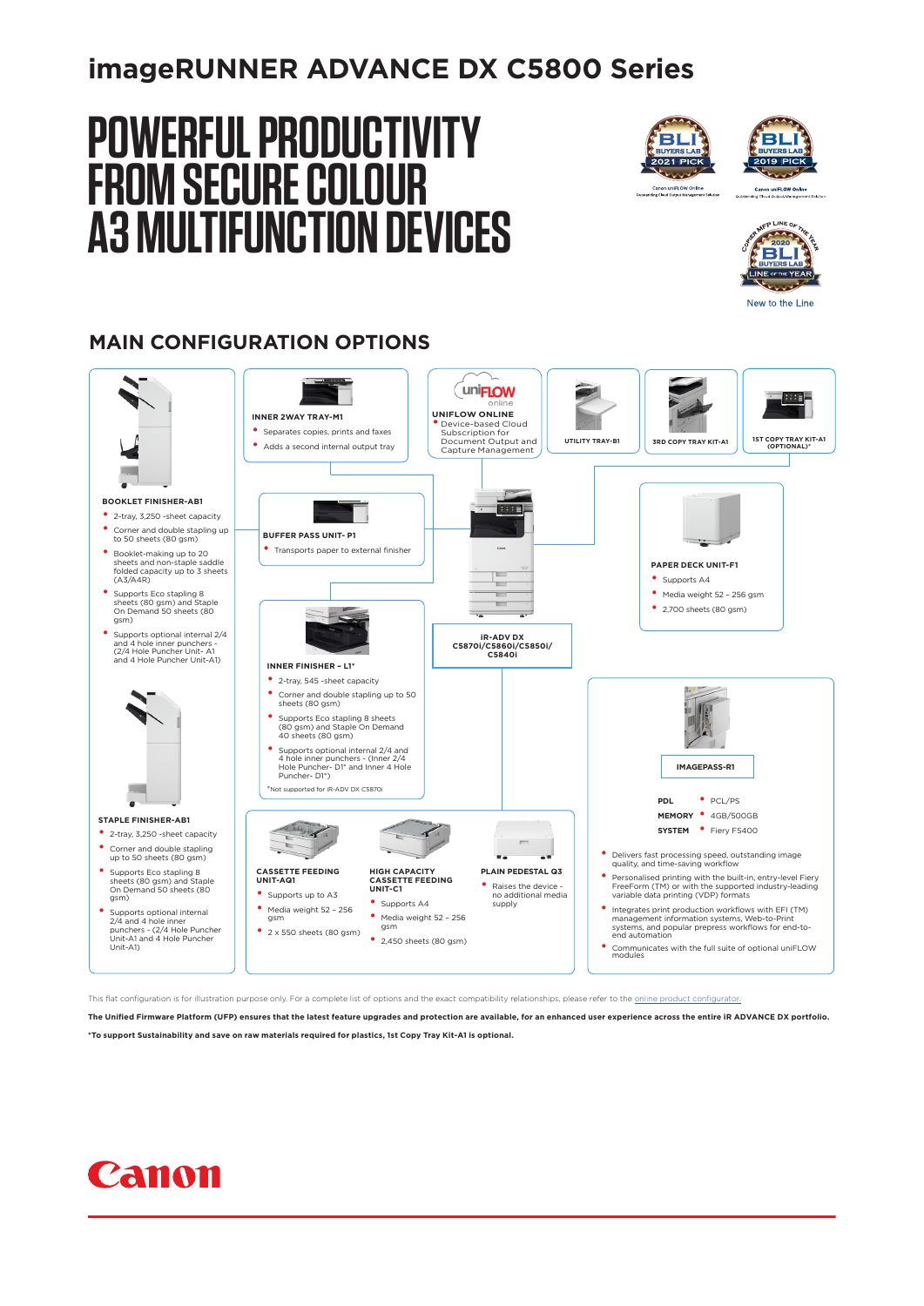# imageRUNNER ADVANCE DX C5800 Series

# POWERFUL PRODUCTIVITY FROM SECURE COLOUR A3 MULTIFUNCTION DEVICES

BLI BUYERS LAB 2021 PICK — Canon uniFLOW Online — Outstanding Cloud Output Management Solution

BLI BUYERS LAB 2019 PICK — Canon uniFLOW Online — Outstanding Cloud Output&Management Solution

COPIER MFP LINE OF THE YEAR 2020 BLI BUYERS LAB LINE OF THE YEAR

New to the Line

## MAIN CONFIGURATION OPTIONS

**BOOKLET FINISHER-AB1**
- 2-tray, 3,250 -sheet capacity
- Corner and double stapling up to 50 sheets (80 gsm)
- Booklet-making up to 20 sheets and non-staple saddle folded capacity up to 3 sheets (A3/A4R)
- Supports Eco stapling 8 sheets (80 gsm) and Staple On Demand 50 sheets (80 gsm)
- Supports optional internal 2/4 and 4 hole inner punchers - (2/4 Hole Puncher Unit- A1 and 4 Hole Puncher Unit-A1)

**STAPLE FINISHER-AB1**
- 2-tray, 3,250 -sheet capacity
- Corner and double stapling up to 50 sheets (80 gsm)
- Supports Eco stapling 8 sheets (80 gsm) and Staple On Demand 50 sheets (80 gsm)
- Supports optional internal 2/4 and 4 hole inner punchers - (2/4 Hole Puncher Unit-A1 and 4 Hole Puncher Unit-A1)

**INNER 2WAY TRAY-M1**
- Separates copies, prints and faxes
- Adds a second internal output tray

**UNIFLOW ONLINE**
- Device-based Cloud Subscription for Document Output and Capture Management

**UTILITY TRAY-B1**

**3RD COPY TRAY KIT-A1**

**1ST COPY TRAY KIT-A1 (OPTIONAL)***

**BUFFER PASS UNIT- P1**
- Transports paper to external finisher

**INNER FINISHER – L1***
- 2-tray, 545 -sheet capacity
- Corner and double stapling up to 50 sheets (80 gsm)
- Supports Eco stapling 8 sheets (80 gsm) and Staple On Demand 40 sheets (80 gsm)
- Supports optional internal 2/4 and 4 hole inner punchers - (Inner 2/4 Hole Puncher- D1* and Inner 4 Hole Puncher- D1*)

*Not supported for iR-ADV DX C5870i

**iR-ADV DX C5870i/C5860i/C5850i/ C5840i**

**PAPER DECK UNIT-F1**
- Supports A4
- Media weight 52 – 256 gsm
- 2,700 sheets (80 gsm)

**IMAGEPASS-R1**

| | |
|---|---|
| **PDL** | PCL/PS |
| **MEMORY** | 4GB/500GB |
| **SYSTEM** | Fiery FS400 |

- Delivers fast processing speed, outstanding image quality, and time-saving workflow
- Personalised printing with the built-in, entry-level Fiery FreeForm (TM) or with the supported industry-leading variable data printing (VDP) formats
- Integrates print production workflows with EFI (TM) management information systems, Web-to-Print systems, and popular prepress workflows for end-to-end automation
- Communicates with the full suite of optional uniFLOW modules

**CASSETTE FEEDING UNIT-AQ1**
- Supports up to A3
- Media weight 52 – 256 gsm
- 2 x 550 sheets (80 gsm)

**HIGH CAPACITY CASSETTE FEEDING UNIT-C1**
- Supports A4
- Media weight 52 – 256 gsm
- 2,450 sheets (80 gsm)

**PLAIN PEDESTAL Q3**
- Raises the device - no additional media supply

This flat configuration is for illustration purpose only. For a complete list of options and the exact compatibility relationships, please refer to the online product configurator.

**The Unified Firmware Platform (UFP) ensures that the latest feature upgrades and protection are available, for an enhanced user experience across the entire iR ADVANCE DX portfolio.**

***To support Sustainability and save on raw materials required for plastics, 1st Copy Tray Kit-A1 is optional.**

Canon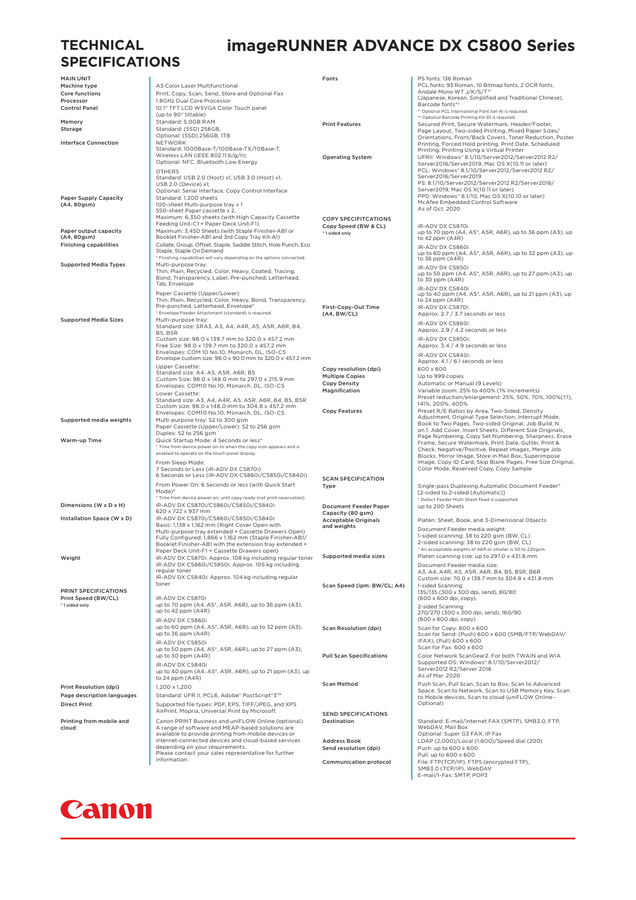# TECHNICAL SPECIFICATIONS

# imageRUNNER ADVANCE DX C5800 Series

## MAIN UNIT

| | |
|---|---|
| Machine type | A3 Color Laser Multifunctional |
| Core functions | Print, Copy, Scan, Send, Store and Optional Fax |
| Processor | 1.8GHz Dual Core Processor |
| Control Panel | 10.1" TFT LCD WSVGA Color Touch panel (up to 90° tiltable) |
| Memory | Standard: 5.0GB RAM |
| Storage | Standard: (SSD) 256GB, Optional: (SSD) 256GB, 1TB |
| Interface Connection | NETWORK<br>Standard: 1000Base-T/100Base-TX/10Base-T, Wireless LAN (IEEE 802.11 b/g/n);<br>Optional: NFC, Bluetooth Low Energy<br>OTHERS<br>Standard: USB 2.0 (Host) x1, USB 3.0 (Host) x1, USB 2.0 (Device) x1;<br>Optional: Serial Interface, Copy Control Interface |
| Paper Supply Capacity (A4, 80gsm) | Standard: 1.200 sheets<br>100-sheet Multi-purpose tray x 1<br>550-sheet Paper cassette x 2,<br>Maximum: 6,350 sheets (with High Capacity Cassette Feeding Unit-C1 + Paper Deck Unit-F1) |
| Paper output capacity (A4, 80gsm) | Maximum: 3,450 Sheets (with Staple Finisher-AB1 or Booklet Finisher-AB1 and 3rd Copy Tray Kit-A1) |
| Finishing capabilities | Collate, Group, Offset, Staple, Saddle Stitch, Hole Punch, Eco Staple, Staple On Demand<br>* Finishing capabilities will vary depending on the options connected. |
| Supported Media Types | Multi-purpose tray:<br>Thin, Plain, Recycled, Color, Heavy, Coated, Tracing, Bond, Transparency, Label, Pre-punched, Letterhead, Tab, Envelope<br>Paper Cassette (Upper/Lower):<br>Thin, Plain, Recycled, Color, Heavy, Bond, Transparency, Pre-punched, Letterhead, Envelope*<br>* Envelope Feeder Attachment (standard) is required. |
| Supported Media Sizes | Multi-purpose tray:<br>Standard size: SRA3, A3, A4, A4R, A5, A5R, A6R, B4, B5, B5R<br>Custom size: 98.0 x 139.7 mm to 320.0 x 457.2 mm<br>Free Size: 98.0 x 139.7 mm to 320.0 x 457.2 mm<br>Envelopes: COM 10 No.10, Monarch, DL, ISO-C5<br>Envelope custom size: 98.0 x 90.0 mm to 320.0 x 457.2 mm<br>Upper Cassette:<br>Standard size: A4, A5, A5R, A6R, B5<br>Custom size: 98.0 x 148.0 mm to 297.0 x 215.9 mm<br>Envelopes: COM10 No.10, Monarch, DL, ISO-C5<br>Lower Cassette:<br>Standard size: A3, A4, A4R, A5, A5R, A6R, B4, B5, B5R<br>Custom size: 98.0 x 148.0 mm to 304.8 x 457.2 mm<br>Envelopes: COM10 No.10, Monarch, DL, ISO-C5 |
| Supported media weights | Multi-purpose tray: 52 to 300 gsm<br>Paper Cassette (Upper/Lower): 52 to 256 gsm<br>Duplex: 52 to 256 gsm |
| Warm-up Time | Quick Startup Mode: 4 Seconds or less*<br>* Time from device power-on to when the copy icon appears and is enabled to operate on the touch panel display.<br>From Sleep Mode:<br>7 Seconds or Less (iR-ADV DX C5870i)<br>6 Seconds or Less (iR-ADV DX C5860i/C5850i/C5840i)<br>From Power On: 6 Seconds or less (with Quick Start Mode)*<br>* Time from device power-on, until copy ready (not print reservation). |
| Dimensions (W x D x H) | iR-ADV DX C5870i/C5860i/C5850i/C5840i:<br>620 x 722 x 937 mm |
| Installation Space (W x D) | iR-ADV DX C5870i/C5860i/C5850i/C5840i:<br>Basic: 1,138 x 1,162 mm (Right Cover Open with Multi-purpose tray extended + Cassette Drawers Open)<br>Fully Configured: 1,866 x 1,162 mm (Staple Finisher-AB1/Booklet Finisher-AB1 with the extension tray extended + Paper Deck Unit-F1 + Cassette Drawers open) |
| Weight | iR-ADV DX C5870i: Approx. 108 kg including regular toner<br>iR-ADV DX C5860i/C5850i: Approx. 105 kg including regular toner<br>iR-ADV DX C5840i: Approx. 104 kg including regular toner |

## PRINT SPECIFICATIONS

| | |
|---|---|
| Print Speed (BW/CL)<br>* 1 sided only | iR-ADV DX C5870i<br>up to 70 ppm (A4, A5*, A5R, A6R), up to 36 ppm (A3), up to 42 ppm (A4R)<br>iR-ADV DX C5860i<br>up to 60 ppm (A4, A5*, A5R, A6R), up to 32 ppm (A3), up to 36 ppm (A4R)<br>iR-ADV DX C5850i<br>up to 50 ppm (A4, A5*, A5R, A6R), up to 27 ppm (A3), up to 30 ppm (A4R)<br>iR-ADV DX C5840i<br>up to 40 ppm (A4, A5*, A5R, A6R), up to 21 ppm (A3), up to 24 ppm (A4R) |
| Print Resolution (dpi) | 1,200 x 1,200 |
| Page description languages | Standard: UFR II, PCL6, Adobe® PostScript®3™ |
| Direct Print | Supported file types: PDF, EPS, TIFF/JPEG, and XPS |
| Printing from mobile and cloud | AirPrint, Mopria, Universal Print by Microsoft<br>Canon PRINT Business and uniFLOW Online (optional)<br>A range of software and MEAP-based solutions are available to provide printing from mobile devices or internet-connected devices and cloud-based services depending on your requirements.<br>Please contact your sales representative for further information. |
| Fonts | PS fonts: 136 Roman<br>PCL fonts: 93 Roman, 10 Bitmap fonts, 2 OCR fonts, Andalé Mono WT J/K/S/T*1 (Japanese, Korean, Simplified and Traditional Chinese), Barcode fonts*2<br>*1 Optional PCL International Font Set-A1 is required.<br>*2 Optional Barcode Printing Kit-D1 is required. |
| Print Features | Secured Print, Secure Watermark, Header/Footer, Page Layout, Two-sided Printing, Mixed Paper Sizes/Orientations, Front/Back Covers, Toner Reduction, Poster Printing, Forced Hold printing, Print Date, Scheduled Printing, Printing Using a Virtual Printer |
| Operating System | UFRII: Windows® 8.1/10/Server2012/Server2012 R2/Server2016/Server2019, Mac OS X(10.11 or later)<br>PCL: Windows® 8.1/10/Server2012/Server2012 R2/Server2016/Server2019<br>PS: 8.1/10/Server2012/Server2012 R2/Server2016/Server2019, Mac OS X(10.11 or later)<br>PPD: Windows® 8.1/10, Mac OS X(10.10 or later)<br>McAfee Embedded Control Software<br>As of Oct. 2020 |

## COPY SPECIFITCATIONS

| | |
|---|---|
| Copy Speed (BW & CL)<br>* 1 sided only | iR-ADV DX C5870i<br>up to 70 ppm (A4, A5*, A5R, A6R), up to 36 ppm (A3), up to 42 ppm (A4R)<br>iR-ADV DX C5860i<br>up to 60 ppm (A4, A5*, A5R, A6R), up to 32 ppm (A3), up to 36 ppm (A4R)<br>iR-ADV DX C5850i<br>up to 50 ppm (A4, A5*, A5R, A6R), up to 27 ppm (A3), up to 30 ppm (A4R)<br>iR-ADV DX C5840i<br>up to 40 ppm (A4, A5*, A5R, A6R), up to 21 ppm (A3), up to 24 ppm (A4R) |
| First-Copy-Out Time (A4, BW/CL) | iR-ADV DX C5870i:<br>Approx. 2.7 / 3.7 seconds or less<br>iR-ADV DX C5860i:<br>Approx. 2.9 / 4.2 seconds or less<br>iR-ADV DX C5850i:<br>Approx. 3.4 / 4.9 seconds or less<br>iR-ADV DX C5840i:<br>Approx. 4.1 / 6.1 seconds or less |
| Copy resolution (dpi) | 600 x 600 |
| Multiple Copies | Up to 999 copies |
| Copy Density | Automatic or Manual (9 Levels) |
| Magnification | Variable zoom: 25% to 400% (1% Increments)<br>Preset reduction/enlargement: 25%, 50%, 70%, 100%(1:1), 141%, 200%, 400% |
| Copy Features | Preset R/E Ratios by Area, Two-Sided, Density Adjustment, Original Type Selection, Interrupt Mode, Book to Two Pages, Two-sided Original, Job Build, N on 1, Add Cover, Insert Sheets, Different Size Originals, Page Numbering, Copy Set Numbering, Sharpness, Erase Frame, Secure Watermark, Print Date, Gutter, Print & Check, Negative/Positive, Repeat Images, Merge Job Blocks, Mirror Image, Store in Mail Box, Superimpose Image, Copy ID Card, Skip Blank Pages, Free Size Original, Color Mode, Reserved Copy, Copy Sample |

## SCAN SPECIFICATION

| | |
|---|---|
| Type | Single-pass Duplexing Automatic Document Feeder* [2-sided to 2-sided (Automatic)]<br>* Detect Feeder Multi Sheet Feed is supported. |
| Document Feeder Paper Capacity (80 gsm) | up to 200 Sheets |
| Acceptable Originals and weights | Platen: Sheet, Book, and 3-Dimensional Objects<br>Document Feeder media weight:<br>1-sided scanning: 38 to 220 gsm (BW, CL)<br>2-sided scanning: 38 to 220 gsm (BW, CL)<br>* An acceptable weights of A6R or smaller is 50 to 220gsm. |
| Supported media sizes | Platen scanning size: up to 297.0 x 431.8 mm<br>Document Feeder media size:<br>A3, A4, A4R, A5, A5R, A6R, B4, B5, B5R, B6R<br>Custom size: 70.0 x 139.7 mm to 304.8 x 431.8 mm |
| Scan Speed (ipm: BW/CL; A4) | 1-sided Scanning:<br>135/135 (300 x 300 dpi, send), 80/80 (600 x 600 dpi, copy),<br>2-sided Scanning:<br>270/270 (300 x 300 dpi, send), 160/90 (600 x 600 dpi, copy) |
| Scan Resolution (dpi) | Scan for Copy: 600 x 600<br>Scan for Send: (Push) 600 x 600 (SMB/FTP/WebDAV/IFAX), (Pull) 600 x 600<br>Scan for Fax: 600 x 600 |
| Pull Scan Specifications | Color Network ScanGear2. For both TWAIN and WIA<br>Supported OS: Windows® 8.1/10/Server2012/Server2012 R2/Server 2016<br>As of Mar. 2020 |
| Scan Method | Push Scan, Pull Scan, Scan to Box, Scan to Advanced Space, Scan to Network, Scan to USB Memory Key, Scan to Mobile devices, Scan to cloud (uniFLOW Online - Optional) |

## SEND SPECIFICATIONS

| | |
|---|---|
| Destination | Standard: E-mail/Internet FAX (SMTP), SMB3.0, FTP, WebDAV, Mail Box<br>Optional: Super G3 FAX, IP Fax |
| Address Book | LDAP (2,000)/Local (1,600)/Speed dial (200) |
| Send resolution (dpi) | Push: up to 600 x 600<br>Pull: up to 600 x 600 |
| Communication protocol | File: FTP(TCP/IP), FTPS (encrypted FTP), SMB3.0 (TCP/IP), WebDAV<br>E-mail/I-Fax: SMTP, POP3 |

Canon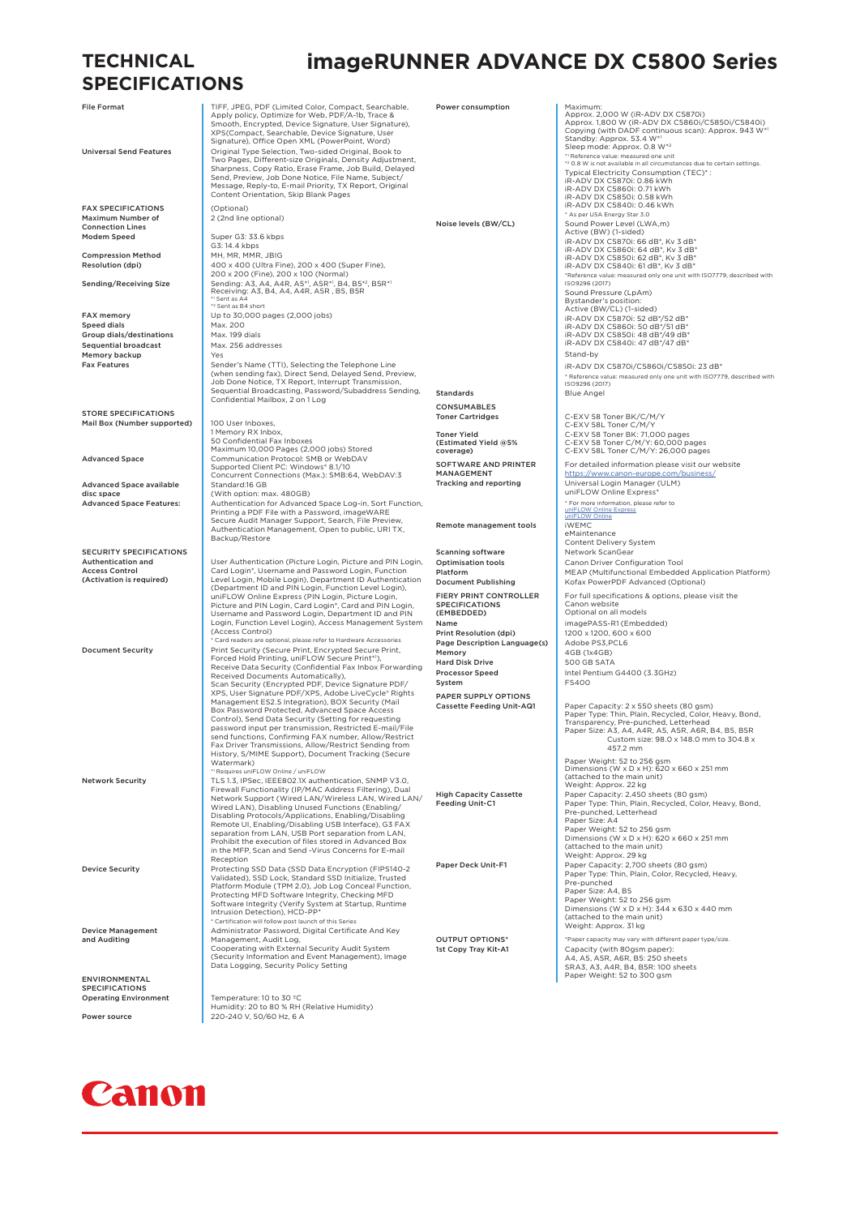# TECHNICAL SPECIFICATIONS

# imageRUNNER ADVANCE DX C5800 Series

| | |
|---|---|
| File Format | TIFF, JPEG, PDF (Limited Color, Compact, Searchable, Apply policy, Optimize for Web, PDF/A-1b, Trace & Smooth, Encrypted, Device Signature, User Signature), XPS(Compact, Searchable, Device Signature, User Signature), Office Open XML (PowerPoint, Word) |
| Universal Send Features | Original Type Selection, Two-sided Original, Book to Two Pages, Different-size Originals, Density Adjustment, Sharpness, Copy Ratio, Erase Frame, Job Build, Delayed Send, Preview, Job Done Notice, File Name, Subject/Message, Reply-to, E-mail Priority, TX Report, Original Content Orientation, Skip Blank Pages |

| FAX SPECIFICATIONS | (Optional) |
|---|---|
| Maximum Number of Connection Lines | 2 (2nd line optional) |
| Modem Speed | Super G3: 33.6 kbps<br>G3: 14.4 kbps |
| Compression Method | MH, MR, MMR, JBIG |
| Resolution (dpi) | 400 x 400 (Ultra Fine), 200 x 400 (Super Fine), 200 x 200 (Fine), 200 x 100 (Normal) |
| Sending/Receiving Size | Sending: A3, A4, A4R, A5*[1], A5R*[1], B4, B5*[2], B5R*[1]<br>Receiving: A3, B4, A4, A4R, A5R , B5, B5R<br>*[1] Sent as A4<br>*[2] Sent as B4 short |
| FAX memory | Up to 30,000 pages (2,000 jobs) |
| Speed dials | Max. 200 |
| Group dials/destinations | Max. 199 dials |
| Sequential broadcast | Max. 256 addresses |
| Memory backup | Yes |
| Fax Features | Sender's Name (TTI), Selecting the Telephone Line (when sending fax), Direct Send, Delayed Send, Preview, Job Done Notice, TX Report, Interrupt Transmission, Sequential Broadcasting, Password/Subaddress Sending, Confidential Mailbox, 2 on 1 Log |

| STORE SPECIFICATIONS | |
|---|---|
| Mail Box (Number supported) | 100 User Inboxes,<br>1 Memory RX Inbox,<br>50 Confidential Fax Inboxes<br>Maximum 10,000 Pages (2,000 jobs) Stored |
| Advanced Space | Communication Protocol: SMB or WebDAV<br>Supported Client PC: Windows® 8.1/10<br>Concurrent Connections (Max.): SMB:64, WebDAV:3 |
| Advanced Space available disc space | Standard:16 GB<br>(With option: max. 480GB) |
| Advanced Space Features: | Authentication for Advanced Space Log-in, Sort Function, Printing a PDF File with a Password, imageWARE Secure Audit Manager Support, Search, File Preview, Authentication Management, Open to public, URI TX, Backup/Restore |

| SECURITY SPECIFICATIONS | |
|---|---|
| Authentication and Access Control (Activation is required) | User Authentication (Picture Login, Picture and PIN Login, Card Login*, Username and Password Login, Function Level Login, Mobile Login), Department ID Authentication (Department ID and PIN Login, Function Level Login), uniFLOW Online Express (PIN Login, Picture Login, Picture and PIN Login, Card Login*, Card and PIN Login, Username and Password Login, Department ID and PIN Login, Function Level Login), Access Management System (Access Control)<br>* Card readers are optional, please refer to Hardware Accessories |
| Document Security | Print Security (Secure Print, Encrypted Secure Print, Forced Hold Printing, uniFLOW Secure Print*[1]), Receive Data Security (Confidential Fax Inbox Forwarding Received Documents Automatically), Scan Security (Encrypted PDF, Device Signature PDF/XPS, User Signature PDF/XPS, Adobe LiveCycle® Rights Management ES2.5 Integration), BOX Security (Mail Box Password Protected, Advanced Space Access Control), Send Data Security (Setting for requesting password input per transmission, Restricted E-mail/File send functions, Confirming FAX number, Allow/Restrict Fax Driver Transmissions, Allow/Restrict Sending from History, S/MIME Support), Document Tracking (Secure Watermark)<br>*[1] Requires uniFLOW Online / uniFLOW |
| Network Security | TLS 1.3, IPSec, IEEE802.1X authentication, SNMP V3.0, Firewall Functionality (IP/MAC Address Filtering), Dual Network Support (Wired LAN/Wireless LAN, Wired LAN/Wired LAN), Disabling Unused Functions (Enabling/Disabling Protocols/Applications, Enabling/Disabling Remote UI, Enabling/Disabling USB Interface), G3 FAX separation from LAN, USB Port separation from LAN, Prohibit the execution of files stored in Advanced Box in the MFP, Scan and Send -Virus Concerns for E-mail Reception |
| Device Security | Protecting SSD Data (SSD Data Encryption (FIPS140-2 Validated), SSD Lock, Standard SSD Initialize, Trusted Platform Module (TPM 2.0)), Job Log Conceal Function, Protecting MFD Software Integrity, Checking MFD Software Integrity (Verify System at Startup, Runtime Intrusion Detection), HCD-PP*<br>* Certification will follow post launch of this Series |
| Device Management and Auditing | Administrator Password, Digital Certificate And Key Management, Audit Log, Cooperating with External Security Audit System (Security Information and Event Management), Image Data Logging, Security Policy Setting |

| ENVIRONMENTAL SPECIFICATIONS | |
|---|---|
| Operating Environment | Temperature: 10 to 30 °C<br>Humidity: 20 to 80 % RH (Relative Humidity) |
| Power source | 220-240 V, 50/60 Hz, 6 A |
| Power consumption | Maximum:<br>Approx. 2,000 W (iR-ADV DX C5870i)<br>Approx. 1,800 W (iR-ADV DX C5860i/C5850i/C5840i)<br>Copying (with DADF continuous scan): Approx. 943 W*[1]<br>Standby: Approx. 53.4 W*[1]<br>Sleep mode: Approx. 0.8 W*[2]<br>*[1] Reference value: measured one unit<br>*[2] 0.8 W is not available in all circumstances due to certain settings.<br>Typical Electricity Consumption (TEC)* :<br>iR-ADV DX C5870i: 0.86 kWh<br>iR-ADV DX C5860i: 0.71 kWh<br>iR-ADV DX C5850i: 0.58 kWh<br>iR-ADV DX C5840i: 0.46 kWh<br>* As per USA Energy Star 3.0 |
| Noise levels (BW/CL) | Sound Power Level (LWA,m)<br>Active (BW) (1-sided)<br>iR-ADV DX C5870i: 66 dB*, Kv 3 dB*<br>iR-ADV DX C5860i: 64 dB*, Kv 3 dB*<br>iR-ADV DX C5850i: 62 dB*, Kv 3 dB*<br>iR-ADV DX C5840i: 61 dB*, Kv 3 dB*<br>*Reference value: measured only one unit with ISO7779, described with ISO9296 (2017)<br>Sound Pressure (LpAm)<br>Bystander's position:<br>Active (BW/CL) (1-sided)<br>iR-ADV DX C5870i: 52 dB*/52 dB*<br>iR-ADV DX C5860i: 50 dB*/51 dB*<br>iR-ADV DX C5850i: 48 dB*/49 dB*<br>iR-ADV DX C5840i: 47 dB*/47 dB*<br>Stand-by<br>iR-ADV DX C5870i/C5860i/C5850i: 23 dB*<br>* Reference value: measured only one unit with ISO7779, described with ISO9296 (2017) |
| Standards | Blue Angel |

| CONSUMABLES | |
|---|---|
| Toner Cartridges | C-EXV 58 Toner BK/C/M/Y<br>C-EXV 58L Toner C/M/Y |
| Toner Yield (Estimated Yield @5% coverage) | C-EXV 58 Toner BK: 71,000 pages<br>C-EXV 58 Toner C/M/Y: 60,000 pages<br>C-EXV 58L Toner C/M/Y: 26,000 pages |

| SOFTWARE AND PRINTER MANAGEMENT | For detailed information please visit our website https://www.canon-europe.com/business/ |
|---|---|
| Tracking and reporting | Universal Login Manager (ULM)<br>uniFLOW Online Express*<br>* For more information, please refer to uniFLOW Online Express uniFLOW Online |
| Remote management tools | iWEMC<br>eMaintenance<br>Content Delivery System |
| Scanning software | Network ScanGear |
| Optimisation tools | Canon Driver Configuration Tool |
| Platform | MEAP (Multifunctional Embedded Application Platform) |
| Document Publishing | Kofax PowerPDF Advanced (Optional) |

| FIERY PRINT CONTROLLER SPECIFICATIONS (EMBEDDED) | For full specifications & options, please visit the Canon website<br>Optional on all models |
|---|---|
| Name | imagePASS-R1 (Embedded) |
| Print Resolution (dpi) | 1200 x 1200, 600 x 600 |
| Page Description Language(s) | Adobe PS3,PCL6 |
| Memory | 4GB (1x4GB) |
| Hard Disk Drive | 500 GB SATA |
| Processor Speed | Intel Pentium G4400 (3.3GHz) |
| System | FS400 |

| PAPER SUPPLY OPTIONS | |
|---|---|
| Cassette Feeding Unit-AQ1 | Paper Capacity: 2 x 550 sheets (80 gsm)<br>Paper Type: Thin, Plain, Recycled, Color, Heavy, Bond, Transparency, Pre-punched, Letterhead<br>Paper Size: A3, A4, A4R, A5, A5R, A6R, B4, B5, B5R<br>Custom size: 98.0 x 148.0 mm to 304.8 x 457.2 mm<br>Paper Weight: 52 to 256 gsm<br>Dimensions (W x D x H): 620 x 660 x 251 mm (attached to the main unit)<br>Weight: Approx. 22 kg |
| High Capacity Cassette Feeding Unit-C1 | Paper Capacity: 2,450 sheets (80 gsm)<br>Paper Type: Thin, Plain, Recycled, Color, Heavy, Bond, Pre-punched, Letterhead<br>Paper Size: A4<br>Paper Weight: 52 to 256 gsm<br>Dimensions (W x D x H): 620 x 660 x 251 mm (attached to the main unit)<br>Weight: Approx. 29 kg |
| Paper Deck Unit-F1 | Paper Capacity: 2,700 sheets (80 gsm)<br>Paper Type: Thin, Plain, Color, Recycled, Heavy, Pre-punched<br>Paper Size: A4, B5<br>Paper Weight: 52 to 256 gsm<br>Dimensions (W x D x H): 344 x 630 x 440 mm (attached to the main unit)<br>Weight: Approx. 31 kg |

| OUTPUT OPTIONS* | *Paper capacity may vary with different paper type/size. |
|---|---|
| 1st Copy Tray Kit-A1 | Capacity (with 80gsm paper):<br>A4, A5, A5R, A6R, B5: 250 sheets<br>SRA3, A3, A4R, B4, B5R: 100 sheets<br>Paper Weight: 52 to 300 gsm |

Canon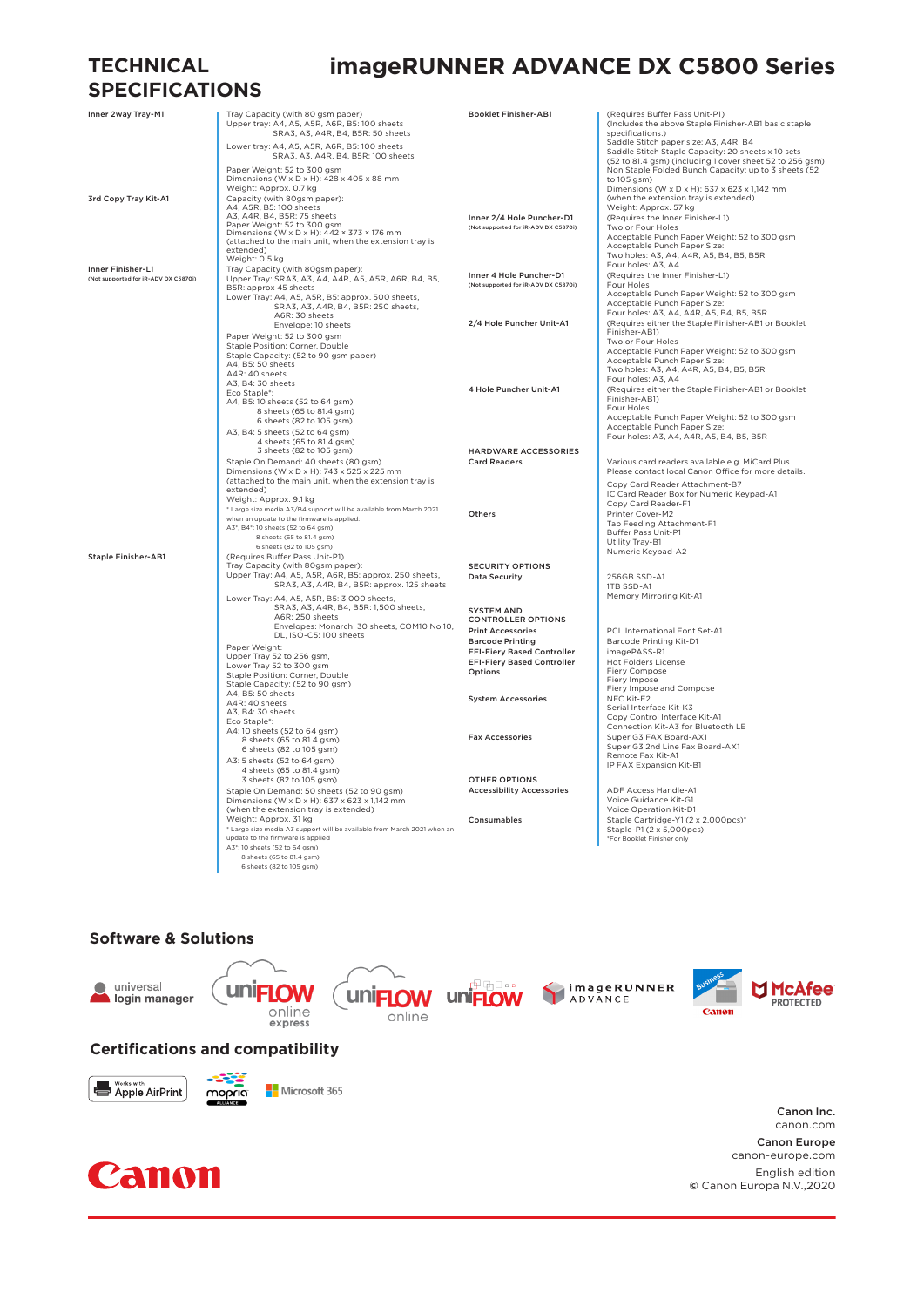# TECHNICAL SPECIFICATIONS

## imageRUNNER ADVANCE DX C5800 Series

**Inner 2way Tray-M1**

Tray Capacity (with 80 gsm paper)
Upper tray: A4, A5, A5R, A6R, B5: 100 sheets
SRA3, A3, A4R, B4, B5R: 50 sheets

Lower tray: A4, A5, A5R, A6R, B5: 100 sheets
SRA3, A3, A4R, B4, B5R: 100 sheets

Paper Weight: 52 to 300 gsm
Dimensions (W x D x H): 428 x 405 x 88 mm
Weight: Approx. 0.7 kg

**3rd Copy Tray Kit-A1**

Capacity (with 80gsm paper):
A4, A5R, B5: 100 sheets
A3, A4R, B4, B5R: 75 sheets
Paper Weight: 52 to 300 gsm
Dimensions (W x D x H): 442 x 373 x 176 mm
(attached to the main unit, when the extension tray is extended)
Weight: 0.5 kg

**Inner Finisher-L1**
(Not supported for iR-ADV DX C5870i)

Tray Capacity (with 80gsm paper):
Upper Tray: SRA3, A3, A4, A4R, A5, A5R, A6R, B4, B5, B5R: approx 45 sheets
Lower Tray: A4, A5, A5R, B5: approx. 500 sheets,
SRA3, A3, A4R, B4, B5R: 250 sheets,
A6R: 30 sheets
Envelope: 10 sheets

Paper Weight: 52 to 300 gsm
Staple Position: Corner, Double
Staple Capacity: (52 to 90 gsm paper)
A4, B5: 50 sheets
A4R: 40 sheets
A3, B4: 30 sheets
Eco Staple*:
A4, B5: 10 sheets (52 to 64 gsm)
8 sheets (65 to 81.4 gsm)
6 sheets (82 to 105 gsm)

A3, B4: 5 sheets (52 to 64 gsm)
4 sheets (65 to 81.4 gsm)
3 sheets (82 to 105 gsm)

Staple On Demand: 40 sheets (80 gsm)
Dimensions (W x D x H): 743 x 525 x 225 mm
(attached to the main unit, when the extension tray is extended)
Weight: Approx. 9.1 kg

* Large size media A3/B4 support will be available from March 2021 when an update to the firmware is applied:
A3*, B4*: 10 sheets (52 to 64 gsm)
8 sheets (65 to 81.4 gsm)
6 sheets (82 to 105 gsm)

**Staple Finisher-AB1**

(Requires Buffer Pass Unit-P1)
Tray Capacity (with 80gsm paper):
Upper Tray: A4, A5, A5R, A6R, B5: approx. 250 sheets,
SRA3, A3, A4R, B4, B5R: approx. 125 sheets

Lower Tray: A4, A5, A5R, B5: 3,000 sheets,
SRA3, A3, A4R, B4, B5R: 1,500 sheets,
A6R: 250 sheets
Envelopes: Monarch: 30 sheets, COM10 No.10, DL, ISO-C5: 100 sheets

Paper Weight:
Upper Tray 52 to 256 gsm,
Lower Tray 52 to 300 gsm
Staple Position: Corner, Double
Staple Capacity: (52 to 90 gsm)
A4, B5: 50 sheets
A4R: 40 sheets
A3, B4: 30 sheets
Eco Staple*:
A4: 10 sheets (52 to 64 gsm)
8 sheets (65 to 81.4 gsm)
6 sheets (82 to 105 gsm)

A3: 5 sheets (52 to 64 gsm)
4 sheets (65 to 81.4 gsm)
3 sheets (82 to 105 gsm)

Staple On Demand: 50 sheets (52 to 90 gsm)
Dimensions (W x D x H): 637 x 623 x 1,142 mm
(when the extension tray is extended)
Weight: Approx. 31 kg

* Large size media A3 support will be available from March 2021 when an update to the firmware is applied
A3*: 10 sheets (52 to 64 gsm)
8 sheets (65 to 81.4 gsm)
6 sheets (82 to 105 gsm)

**Booklet Finisher-AB1**

(Requires Buffer Pass Unit-P1)
(Includes the above Staple Finisher-AB1 basic staple specifications.)
Saddle Stitch paper size: A3, A4R, B4
Saddle Stitch Staple Capacity: 20 sheets x 10 sets
(52 to 81.4 gsm) (including 1 cover sheet 52 to 256 gsm)
Non Staple Folded Bunch Capacity: up to 3 sheets (52 to 105 gsm)
Dimensions (W x D x H): 637 x 623 x 1,142 mm
(when the extension tray is extended)
Weight: Approx. 57 kg

**Inner 2/4 Hole Puncher-D1**
(Not supported for iR-ADV DX C5870i)

(Requires the Inner Finisher-L1)
Two or Four Holes
Acceptable Punch Paper Weight: 52 to 300 gsm
Acceptable Punch Paper Size:
Two holes: A3, A4, A4R, A5, B4, B5, B5R
Four holes: A3, A4

**Inner 4 Hole Puncher-D1**
(Not supported for iR-ADV DX C5870i)

(Requires the Inner Finisher-L1)
Four Holes
Acceptable Punch Paper Weight: 52 to 300 gsm
Acceptable Punch Paper Size:
Four holes: A3, A4, A4R, A5, B4, B5, B5R

**2/4 Hole Puncher Unit-A1**

(Requires either the Staple Finisher-AB1 or Booklet Finisher-AB1)
Two or Four Holes
Acceptable Punch Paper Weight: 52 to 300 gsm
Acceptable Punch Paper Size:
Two holes: A3, A4, A4R, A5, B4, B5, B5R
Four holes: A3, A4

**4 Hole Puncher Unit-A1**

(Requires either the Staple Finisher-AB1 or Booklet Finisher-AB1)
Four Holes
Acceptable Punch Paper Weight: 52 to 300 gsm
Acceptable Punch Paper Size:
Four holes: A3, A4, A4R, A5, B4, B5, B5R

**HARDWARE ACCESSORIES**

**Card Readers**

Various card readers available e.g. MiCard Plus.
Please contact local Canon Office for more details.

Copy Card Reader Attachment-B7
IC Card Reader Box for Numeric Keypad-A1
Copy Card Reader-F1

**Others**

Printer Cover-M2
Tab Feeding Attachment-F1
Buffer Pass Unit-P1
Utility Tray-B1
Numeric Keypad-A2

**SECURITY OPTIONS**

**Data Security**

256GB SSD-A1
1TB SSD-A1
Memory Mirroring Kit-A1

**SYSTEM AND CONTROLLER OPTIONS**

**Print Accessories**
PCL International Font Set-A1

**Barcode Printing**
Barcode Printing Kit-D1

**EFI-Fiery Based Controller**
imagePASS-R1

**EFI-Fiery Based Controller Options**
Hot Folders License
Fiery Compose
Fiery Impose
Fiery Impose and Compose

**System Accessories**

NFC Kit-E2
Serial Interface Kit-K3
Copy Control Interface Kit-A1
Connection Kit-A3 for Bluetooth LE

**Fax Accessories**

Super G3 FAX Board-AX1
Super G3 2nd Line Fax Board-AX1
Remote Fax Kit-A1
IP FAX Expansion Kit-B1

**OTHER OPTIONS**

**Accessibility Accessories**

ADF Access Handle-A1
Voice Guidance Kit-G1
Voice Operation Kit-D1

**Consumables**

Staple Cartridge-Y1 (2 x 2,000pcs)*
Staple-P1 (2 x 5,000pcs)
*For Booklet Finisher only

## Software & Solutions

universal login manager
uniFLOW online express
uniFLOW online
uniFLOW
imageRUNNER ADVANCE
Business Canon
McAfee PROTECTED

## Certifications and compatibility

Works with Apple AirPrint
mopria ALLIANCE
Microsoft 365

Canon Inc.
canon.com

Canon Europe
canon-europe.com

English edition
© Canon Europa N.V.,2020

Canon